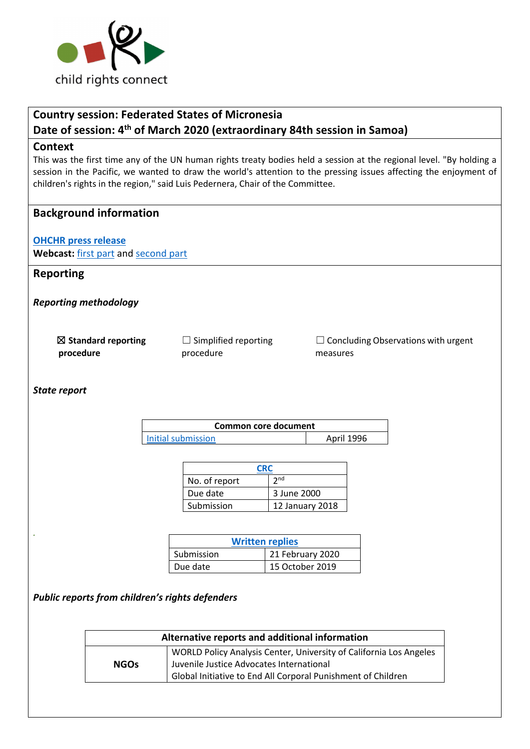child rights connect

**Country session: Federated States of Micronesia**
**Date of session: 4th of March 2020 (extraordinary 84th session in Samoa)**

## Context

This was the first time any of the UN human rights treaty bodies held a session at the regional level. "By holding a session in the Pacific, we wanted to draw the world's attention to the pressing issues affecting the enjoyment of children's rights in the region," said Luis Pedernera, Chair of the Committee.

## Background information

**OHCHR press release**

**Webcast:** first part and second part

## Reporting

***Reporting methodology***

☒ **Standard reporting procedure** ☐ Simplified reporting procedure ☐ Concluding Observations with urgent measures

***State report***

| Common core document | |
|---|---|
| Initial submission | April 1996 |

| CRC | |
|---|---|
| No. of report | 2nd |
| Due date | 3 June 2000 |
| Submission | 12 January 2018 |

| Written replies | |
|---|---|
| Submission | 21 February 2020 |
| Due date | 15 October 2019 |

***Public reports from children's rights defenders***

| Alternative reports and additional information | |
|---|---|
| **NGOs** | WORLD Policy Analysis Center, University of California Los Angeles<br>Juvenile Justice Advocates International<br>Global Initiative to End All Corporal Punishment of Children |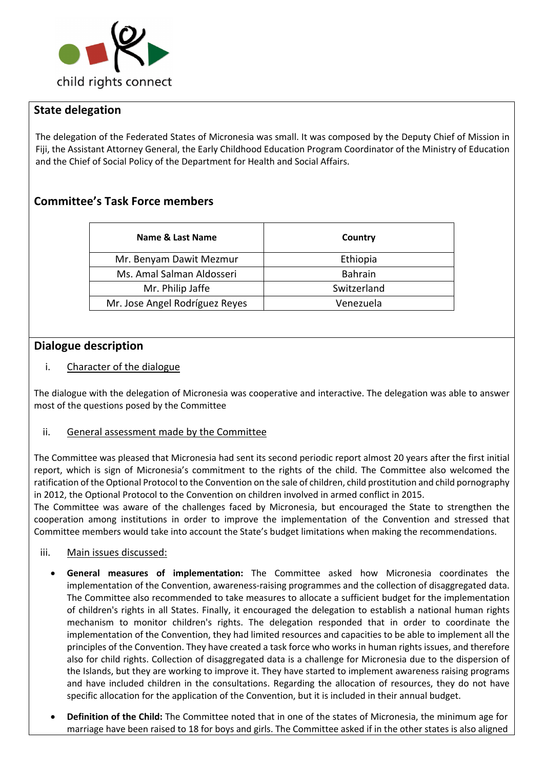## State delegation

The delegation of the Federated States of Micronesia was small. It was composed by the Deputy Chief of Mission in Fiji, the Assistant Attorney General, the Early Childhood Education Program Coordinator of the Ministry of Education and the Chief of Social Policy of the Department for Health and Social Affairs.

## Committee's Task Force members

| Name & Last Name | Country |
|---|---|
| Mr. Benyam Dawit Mezmur | Ethiopia |
| Ms. Amal Salman Aldosseri | Bahrain |
| Mr. Philip Jaffe | Switzerland |
| Mr. Jose Angel Rodríguez Reyes | Venezuela |

## Dialogue description

i. Character of the dialogue

The dialogue with the delegation of Micronesia was cooperative and interactive. The delegation was able to answer most of the questions posed by the Committee

ii. General assessment made by the Committee

The Committee was pleased that Micronesia had sent its second periodic report almost 20 years after the first initial report, which is sign of Micronesia's commitment to the rights of the child. The Committee also welcomed the ratification of the Optional Protocol to the Convention on the sale of children, child prostitution and child pornography in 2012, the Optional Protocol to the Convention on children involved in armed conflict in 2015.
The Committee was aware of the challenges faced by Micronesia, but encouraged the State to strengthen the cooperation among institutions in order to improve the implementation of the Convention and stressed that Committee members would take into account the State's budget limitations when making the recommendations.

iii. Main issues discussed:

- **General measures of implementation:** The Committee asked how Micronesia coordinates the implementation of the Convention, awareness-raising programmes and the collection of disaggregated data. The Committee also recommended to take measures to allocate a sufficient budget for the implementation of children's rights in all States. Finally, it encouraged the delegation to establish a national human rights mechanism to monitor children's rights. The delegation responded that in order to coordinate the implementation of the Convention, they had limited resources and capacities to be able to implement all the principles of the Convention. They have created a task force who works in human rights issues, and therefore also for child rights. Collection of disaggregated data is a challenge for Micronesia due to the dispersion of the Islands, but they are working to improve it. They have started to implement awareness raising programs and have included children in the consultations. Regarding the allocation of resources, they do not have specific allocation for the application of the Convention, but it is included in their annual budget.

- **Definition of the Child:** The Committee noted that in one of the states of Micronesia, the minimum age for marriage have been raised to 18 for boys and girls. The Committee asked if in the other states is also aligned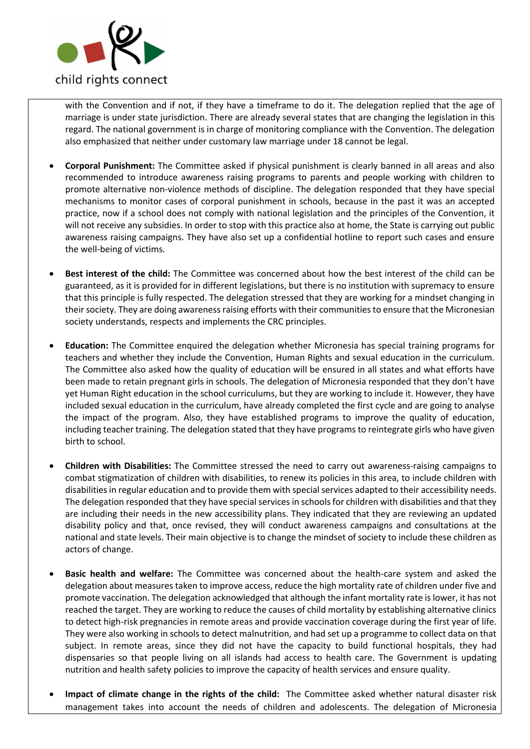with the Convention and if not, if they have a timeframe to do it. The delegation replied that the age of marriage is under state jurisdiction. There are already several states that are changing the legislation in this regard. The national government is in charge of monitoring compliance with the Convention. The delegation also emphasized that neither under customary law marriage under 18 cannot be legal.

- **Corporal Punishment:** The Committee asked if physical punishment is clearly banned in all areas and also recommended to introduce awareness raising programs to parents and people working with children to promote alternative non-violence methods of discipline. The delegation responded that they have special mechanisms to monitor cases of corporal punishment in schools, because in the past it was an accepted practice, now if a school does not comply with national legislation and the principles of the Convention, it will not receive any subsidies. In order to stop with this practice also at home, the State is carrying out public awareness raising campaigns. They have also set up a confidential hotline to report such cases and ensure the well-being of victims.

- **Best interest of the child:** The Committee was concerned about how the best interest of the child can be guaranteed, as it is provided for in different legislations, but there is no institution with supremacy to ensure that this principle is fully respected. The delegation stressed that they are working for a mindset changing in their society. They are doing awareness raising efforts with their communities to ensure that the Micronesian society understands, respects and implements the CRC principles.

- **Education:** The Committee enquired the delegation whether Micronesia has special training programs for teachers and whether they include the Convention, Human Rights and sexual education in the curriculum. The Committee also asked how the quality of education will be ensured in all states and what efforts have been made to retain pregnant girls in schools. The delegation of Micronesia responded that they don't have yet Human Right education in the school curriculums, but they are working to include it. However, they have included sexual education in the curriculum, have already completed the first cycle and are going to analyse the impact of the program. Also, they have established programs to improve the quality of education, including teacher training. The delegation stated that they have programs to reintegrate girls who have given birth to school.

- **Children with Disabilities:** The Committee stressed the need to carry out awareness-raising campaigns to combat stigmatization of children with disabilities, to renew its policies in this area, to include children with disabilities in regular education and to provide them with special services adapted to their accessibility needs. The delegation responded that they have special services in schools for children with disabilities and that they are including their needs in the new accessibility plans. They indicated that they are reviewing an updated disability policy and that, once revised, they will conduct awareness campaigns and consultations at the national and state levels. Their main objective is to change the mindset of society to include these children as actors of change.

- **Basic health and welfare:** The Committee was concerned about the health-care system and asked the delegation about measures taken to improve access, reduce the high mortality rate of children under five and promote vaccination. The delegation acknowledged that although the infant mortality rate is lower, it has not reached the target. They are working to reduce the causes of child mortality by establishing alternative clinics to detect high-risk pregnancies in remote areas and provide vaccination coverage during the first year of life. They were also working in schools to detect malnutrition, and had set up a programme to collect data on that subject. In remote areas, since they did not have the capacity to build functional hospitals, they had dispensaries so that people living on all islands had access to health care. The Government is updating nutrition and health safety policies to improve the capacity of health services and ensure quality.

- **Impact of climate change in the rights of the child:** The Committee asked whether natural disaster risk management takes into account the needs of children and adolescents. The delegation of Micronesia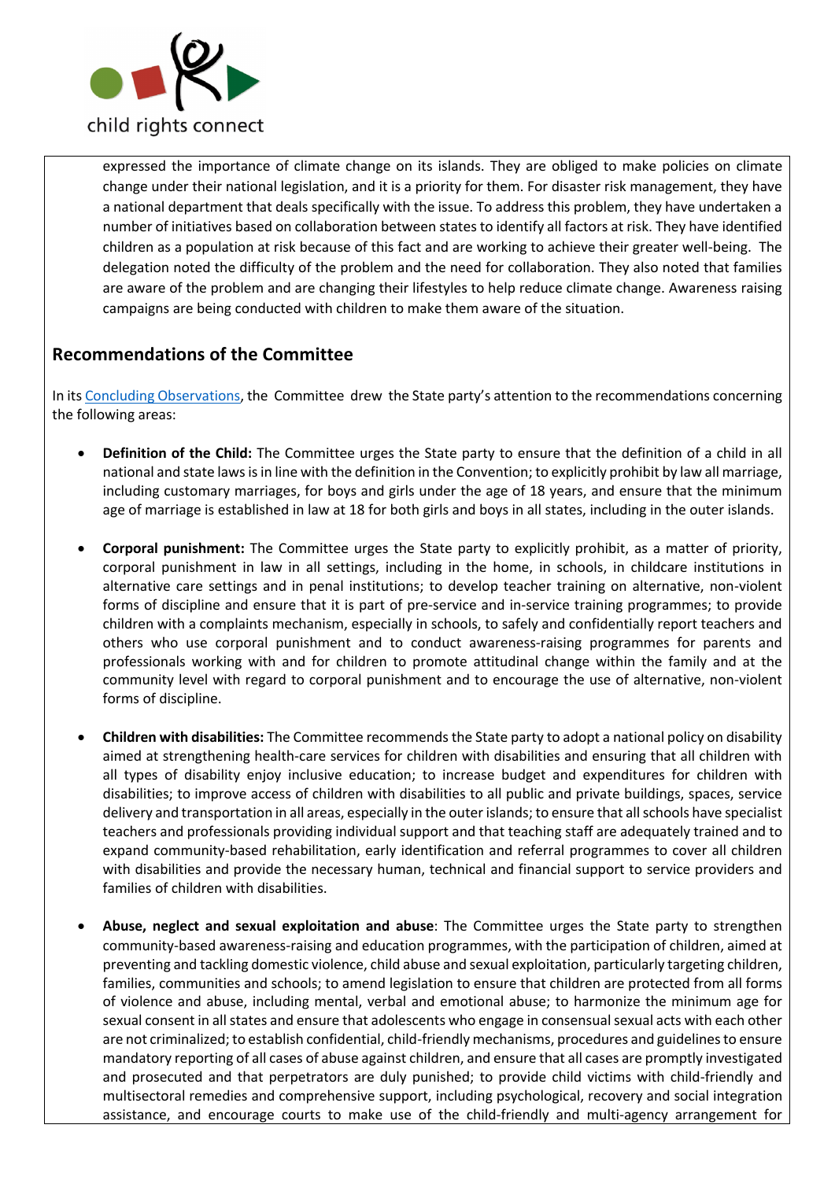expressed the importance of climate change on its islands. They are obliged to make policies on climate change under their national legislation, and it is a priority for them. For disaster risk management, they have a national department that deals specifically with the issue. To address this problem, they have undertaken a number of initiatives based on collaboration between states to identify all factors at risk. They have identified children as a population at risk because of this fact and are working to achieve their greater well-being. The delegation noted the difficulty of the problem and the need for collaboration. They also noted that families are aware of the problem and are changing their lifestyles to help reduce climate change. Awareness raising campaigns are being conducted with children to make them aware of the situation.

## Recommendations of the Committee

In its Concluding Observations, the Committee drew the State party's attention to the recommendations concerning the following areas:

- **Definition of the Child:** The Committee urges the State party to ensure that the definition of a child in all national and state laws is in line with the definition in the Convention; to explicitly prohibit by law all marriage, including customary marriages, for boys and girls under the age of 18 years, and ensure that the minimum age of marriage is established in law at 18 for both girls and boys in all states, including in the outer islands.

- **Corporal punishment:** The Committee urges the State party to explicitly prohibit, as a matter of priority, corporal punishment in law in all settings, including in the home, in schools, in childcare institutions in alternative care settings and in penal institutions; to develop teacher training on alternative, non-violent forms of discipline and ensure that it is part of pre-service and in-service training programmes; to provide children with a complaints mechanism, especially in schools, to safely and confidentially report teachers and others who use corporal punishment and to conduct awareness-raising programmes for parents and professionals working with and for children to promote attitudinal change within the family and at the community level with regard to corporal punishment and to encourage the use of alternative, non-violent forms of discipline.

- **Children with disabilities:** The Committee recommends the State party to adopt a national policy on disability aimed at strengthening health-care services for children with disabilities and ensuring that all children with all types of disability enjoy inclusive education; to increase budget and expenditures for children with disabilities; to improve access of children with disabilities to all public and private buildings, spaces, service delivery and transportation in all areas, especially in the outer islands; to ensure that all schools have specialist teachers and professionals providing individual support and that teaching staff are adequately trained and to expand community-based rehabilitation, early identification and referral programmes to cover all children with disabilities and provide the necessary human, technical and financial support to service providers and families of children with disabilities.

- **Abuse, neglect and sexual exploitation and abuse**: The Committee urges the State party to strengthen community-based awareness-raising and education programmes, with the participation of children, aimed at preventing and tackling domestic violence, child abuse and sexual exploitation, particularly targeting children, families, communities and schools; to amend legislation to ensure that children are protected from all forms of violence and abuse, including mental, verbal and emotional abuse; to harmonize the minimum age for sexual consent in all states and ensure that adolescents who engage in consensual sexual acts with each other are not criminalized; to establish confidential, child-friendly mechanisms, procedures and guidelines to ensure mandatory reporting of all cases of abuse against children, and ensure that all cases are promptly investigated and prosecuted and that perpetrators are duly punished; to provide child victims with child-friendly and multisectoral remedies and comprehensive support, including psychological, recovery and social integration assistance, and encourage courts to make use of the child-friendly and multi-agency arrangement for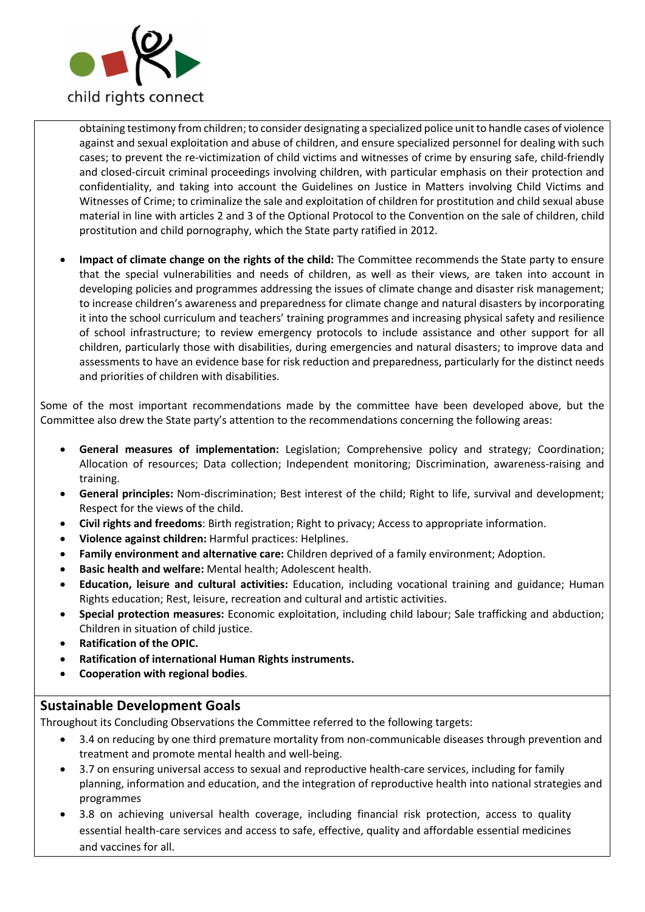obtaining testimony from children; to consider designating a specialized police unit to handle cases of violence against and sexual exploitation and abuse of children, and ensure specialized personnel for dealing with such cases; to prevent the re-victimization of child victims and witnesses of crime by ensuring safe, child-friendly and closed-circuit criminal proceedings involving children, with particular emphasis on their protection and confidentiality, and taking into account the Guidelines on Justice in Matters involving Child Victims and Witnesses of Crime; to criminalize the sale and exploitation of children for prostitution and child sexual abuse material in line with articles 2 and 3 of the Optional Protocol to the Convention on the sale of children, child prostitution and child pornography, which the State party ratified in 2012.

- **Impact of climate change on the rights of the child:** The Committee recommends the State party to ensure that the special vulnerabilities and needs of children, as well as their views, are taken into account in developing policies and programmes addressing the issues of climate change and disaster risk management; to increase children's awareness and preparedness for climate change and natural disasters by incorporating it into the school curriculum and teachers' training programmes and increasing physical safety and resilience of school infrastructure; to review emergency protocols to include assistance and other support for all children, particularly those with disabilities, during emergencies and natural disasters; to improve data and assessments to have an evidence base for risk reduction and preparedness, particularly for the distinct needs and priorities of children with disabilities.

Some of the most important recommendations made by the committee have been developed above, but the Committee also drew the State party's attention to the recommendations concerning the following areas:

- **General measures of implementation:** Legislation; Comprehensive policy and strategy; Coordination; Allocation of resources; Data collection; Independent monitoring; Discrimination, awareness-raising and training.
- **General principles:** Nom-discrimination; Best interest of the child; Right to life, survival and development; Respect for the views of the child.
- **Civil rights and freedoms**: Birth registration; Right to privacy; Access to appropriate information.
- **Violence against children:** Harmful practices: Helplines.
- **Family environment and alternative care:** Children deprived of a family environment; Adoption.
- **Basic health and welfare:** Mental health; Adolescent health.
- **Education, leisure and cultural activities:** Education, including vocational training and guidance; Human Rights education; Rest, leisure, recreation and cultural and artistic activities.
- **Special protection measures:** Economic exploitation, including child labour; Sale trafficking and abduction; Children in situation of child justice.
- **Ratification of the OPIC.**
- **Ratification of international Human Rights instruments.**
- **Cooperation with regional bodies**.

## Sustainable Development Goals

Throughout its Concluding Observations the Committee referred to the following targets:

- 3.4 on reducing by one third premature mortality from non-communicable diseases through prevention and treatment and promote mental health and well-being.
- 3.7 on ensuring universal access to sexual and reproductive health-care services, including for family planning, information and education, and the integration of reproductive health into national strategies and programmes
- 3.8 on achieving universal health coverage, including financial risk protection, access to quality essential health-care services and access to safe, effective, quality and affordable essential medicines and vaccines for all.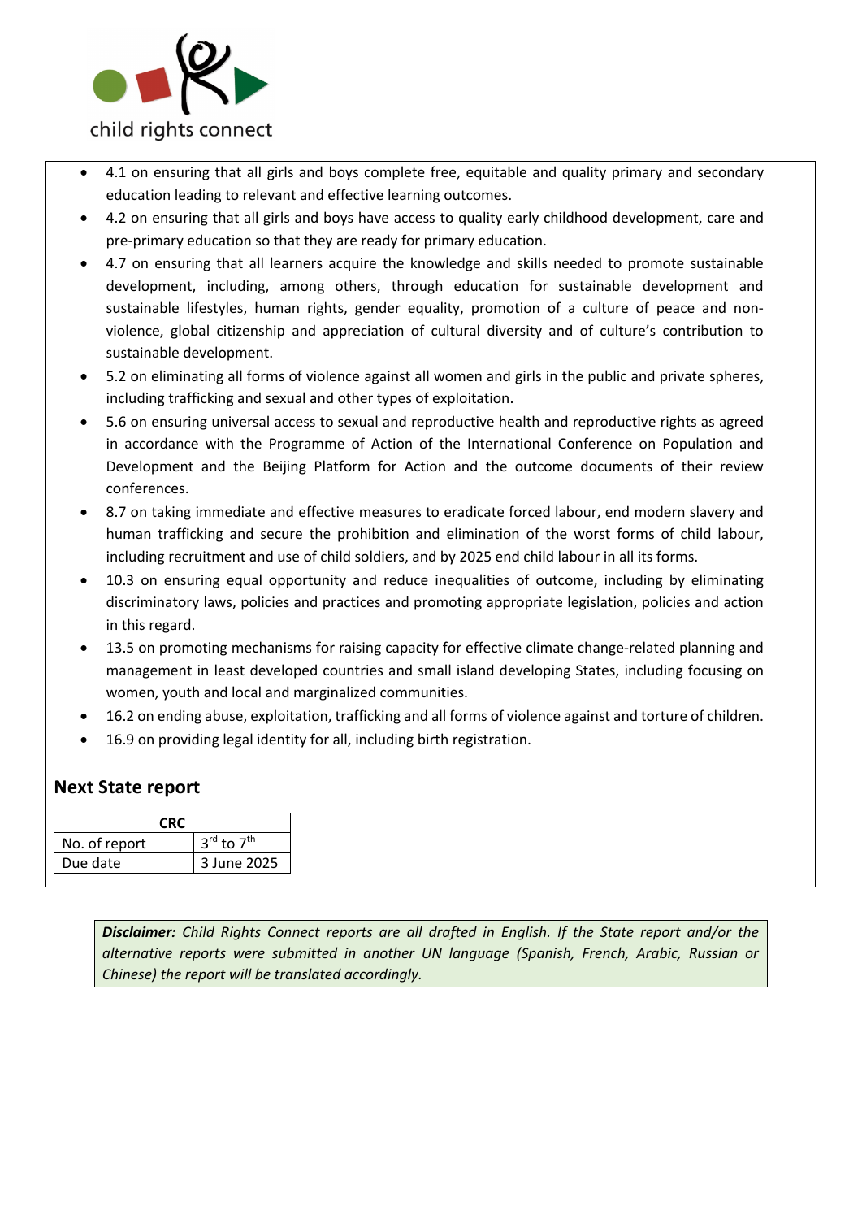- 4.1 on ensuring that all girls and boys complete free, equitable and quality primary and secondary education leading to relevant and effective learning outcomes.
- 4.2 on ensuring that all girls and boys have access to quality early childhood development, care and pre-primary education so that they are ready for primary education.
- 4.7 on ensuring that all learners acquire the knowledge and skills needed to promote sustainable development, including, among others, through education for sustainable development and sustainable lifestyles, human rights, gender equality, promotion of a culture of peace and non-violence, global citizenship and appreciation of cultural diversity and of culture's contribution to sustainable development.
- 5.2 on eliminating all forms of violence against all women and girls in the public and private spheres, including trafficking and sexual and other types of exploitation.
- 5.6 on ensuring universal access to sexual and reproductive health and reproductive rights as agreed in accordance with the Programme of Action of the International Conference on Population and Development and the Beijing Platform for Action and the outcome documents of their review conferences.
- 8.7 on taking immediate and effective measures to eradicate forced labour, end modern slavery and human trafficking and secure the prohibition and elimination of the worst forms of child labour, including recruitment and use of child soldiers, and by 2025 end child labour in all its forms.
- 10.3 on ensuring equal opportunity and reduce inequalities of outcome, including by eliminating discriminatory laws, policies and practices and promoting appropriate legislation, policies and action in this regard.
- 13.5 on promoting mechanisms for raising capacity for effective climate change-related planning and management in least developed countries and small island developing States, including focusing on women, youth and local and marginalized communities.
- 16.2 on ending abuse, exploitation, trafficking and all forms of violence against and torture of children.
- 16.9 on providing legal identity for all, including birth registration.

## Next State report

| CRC | |
|---|---|
| No. of report | 3rd to 7th |
| Due date | 3 June 2025 |

***Disclaimer:** Child Rights Connect reports are all drafted in English. If the State report and/or the alternative reports were submitted in another UN language (Spanish, French, Arabic, Russian or Chinese) the report will be translated accordingly.*